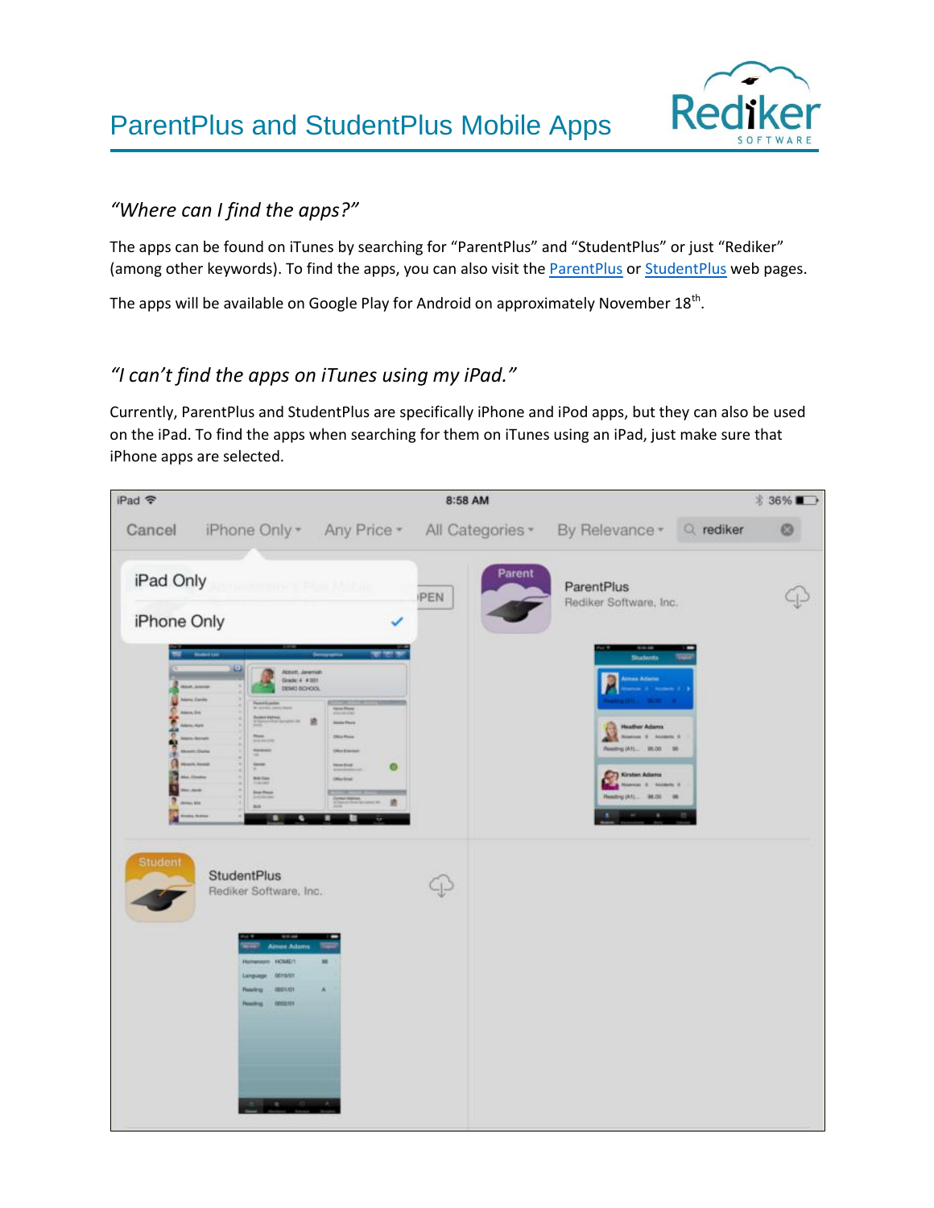# ParentPlus and StudentPlus Mobile Apps

### *"Where can I find the apps?"*

The apps can be found on iTunes by searching for "ParentPlus" and "StudentPlus" or just "Rediker" (among other keywords). To find the apps, you can also visit the ParentPlus or StudentPlus web pages.

The apps will be available on Google Play for Android on approximately November 18th.

### *"I can't find the apps on iTunes using my iPad."*

Currently, ParentPlus and StudentPlus are specifically iPhone and iPod apps, but they can also be used on the iPad. To find the apps when searching for them on iTunes using an iPad, just make sure that iPhone apps are selected.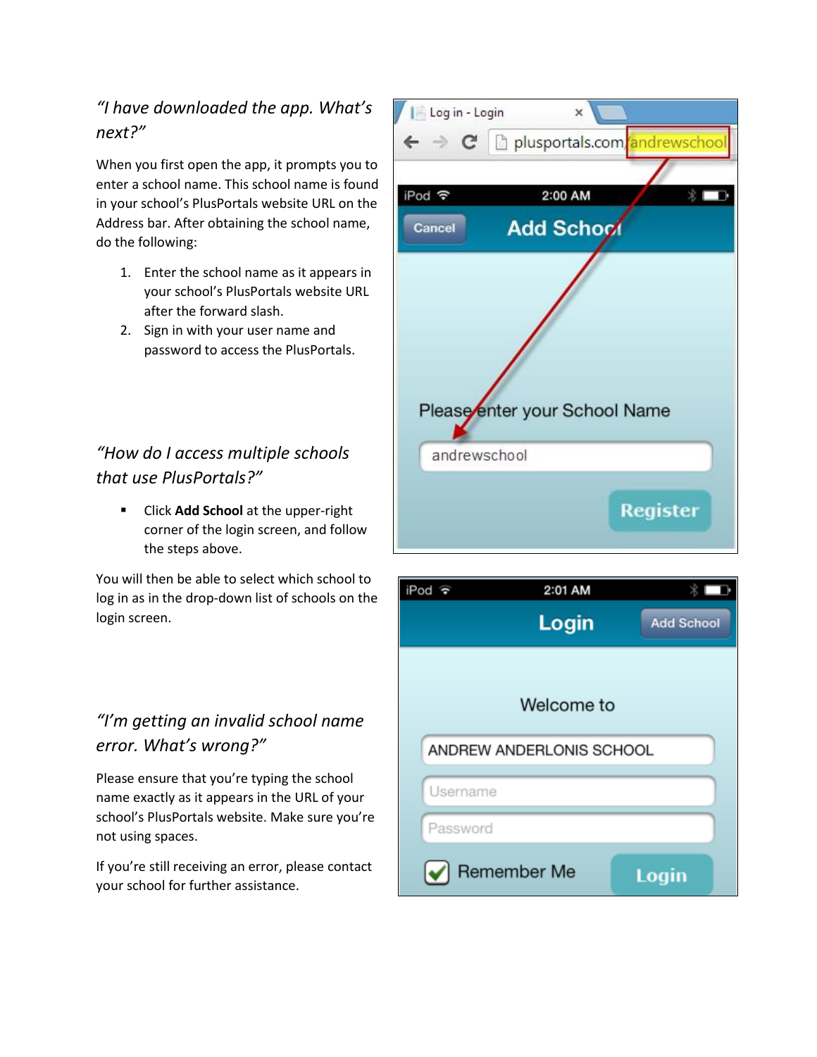### *"I have downloaded the app. What's next?"*

When you first open the app, it prompts you to enter a school name. This school name is found in your school's PlusPortals website URL on the Address bar. After obtaining the school name, do the following:

1. Enter the school name as it appears in your school's PlusPortals website URL after the forward slash.
2. Sign in with your user name and password to access the PlusPortals.

### *"How do I access multiple schools that use PlusPortals?"*

- Click **Add School** at the upper-right corner of the login screen, and follow the steps above.

You will then be able to select which school to log in as in the drop-down list of schools on the login screen.

### *"I'm getting an invalid school name error. What's wrong?"*

Please ensure that you're typing the school name exactly as it appears in the URL of your school's PlusPortals website. Make sure you're not using spaces.

If you're still receiving an error, please contact your school for further assistance.